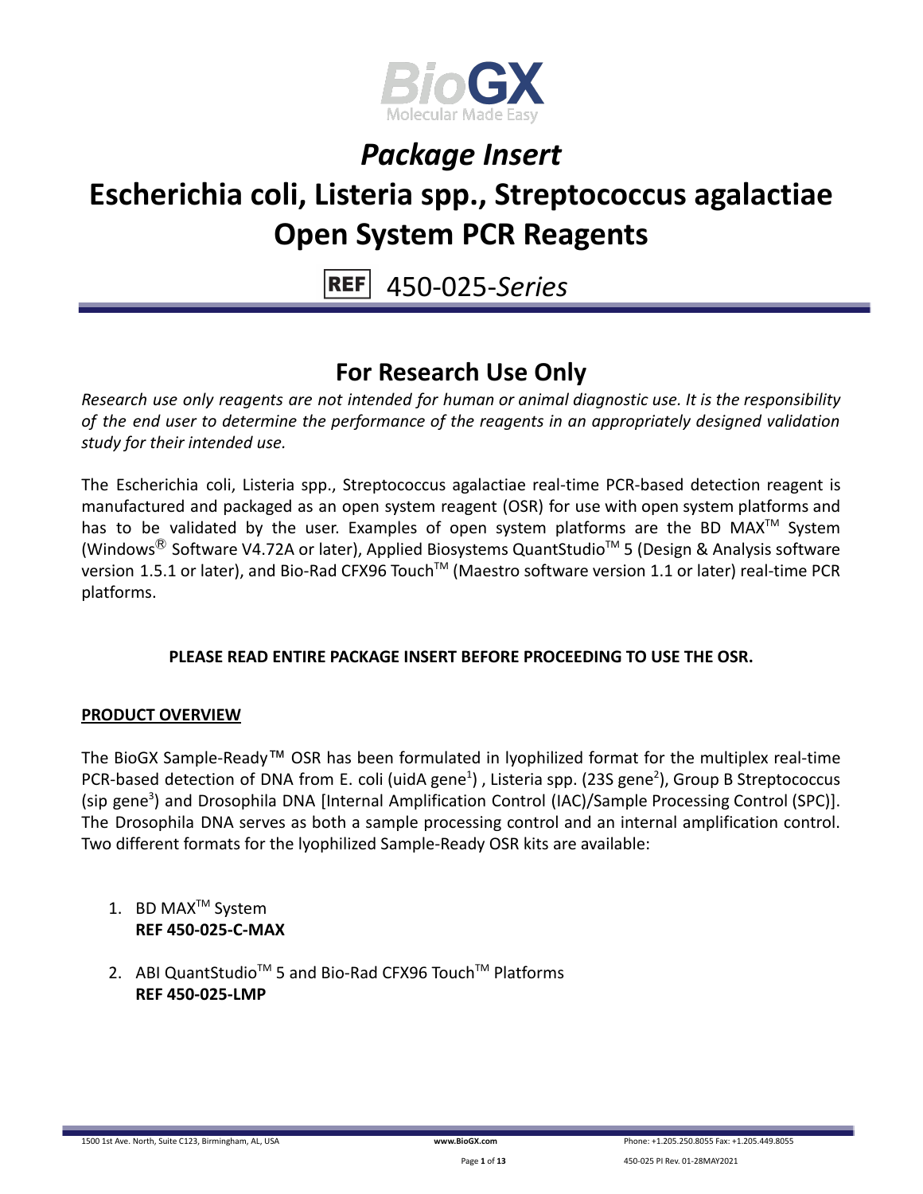# Package Insert

# Escherichia coli, Listeria spp., Streptococcus agalactiae Open System PCR Reagents

REF 450-025-*Series*

## For Research Use Only

*Research use only reagents are not intended for human or animal diagnostic use. It is the responsibility of the end user to determine the performance of the reagents in an appropriately designed validation study for their intended use.*

The Escherichia coli, Listeria spp., Streptococcus agalactiae real-time PCR-based detection reagent is manufactured and packaged as an open system reagent (OSR) for use with open system platforms and has to be validated by the user. Examples of open system platforms are the BD MAX™ System (Windows® Software V4.72A or later), Applied Biosystems QuantStudio™ 5 (Design & Analysis software version 1.5.1 or later), and Bio-Rad CFX96 Touch™ (Maestro software version 1.1 or later) real-time PCR platforms.

**PLEASE READ ENTIRE PACKAGE INSERT BEFORE PROCEEDING TO USE THE OSR.**

**PRODUCT OVERVIEW**

The BioGX Sample-Ready™ OSR has been formulated in lyophilized format for the multiplex real-time PCR-based detection of DNA from E. coli (uidA gene[1]) , Listeria spp. (23S gene[2]), Group B Streptococcus (sip gene[3]) and Drosophila DNA [Internal Amplification Control (IAC)/Sample Processing Control (SPC)]. The Drosophila DNA serves as both a sample processing control and an internal amplification control. Two different formats for the lyophilized Sample-Ready OSR kits are available:

1. BD MAX™ System
   **REF 450-025-C-MAX**

2. ABI QuantStudio™ 5 and Bio-Rad CFX96 Touch™ Platforms
   **REF 450-025-LMP**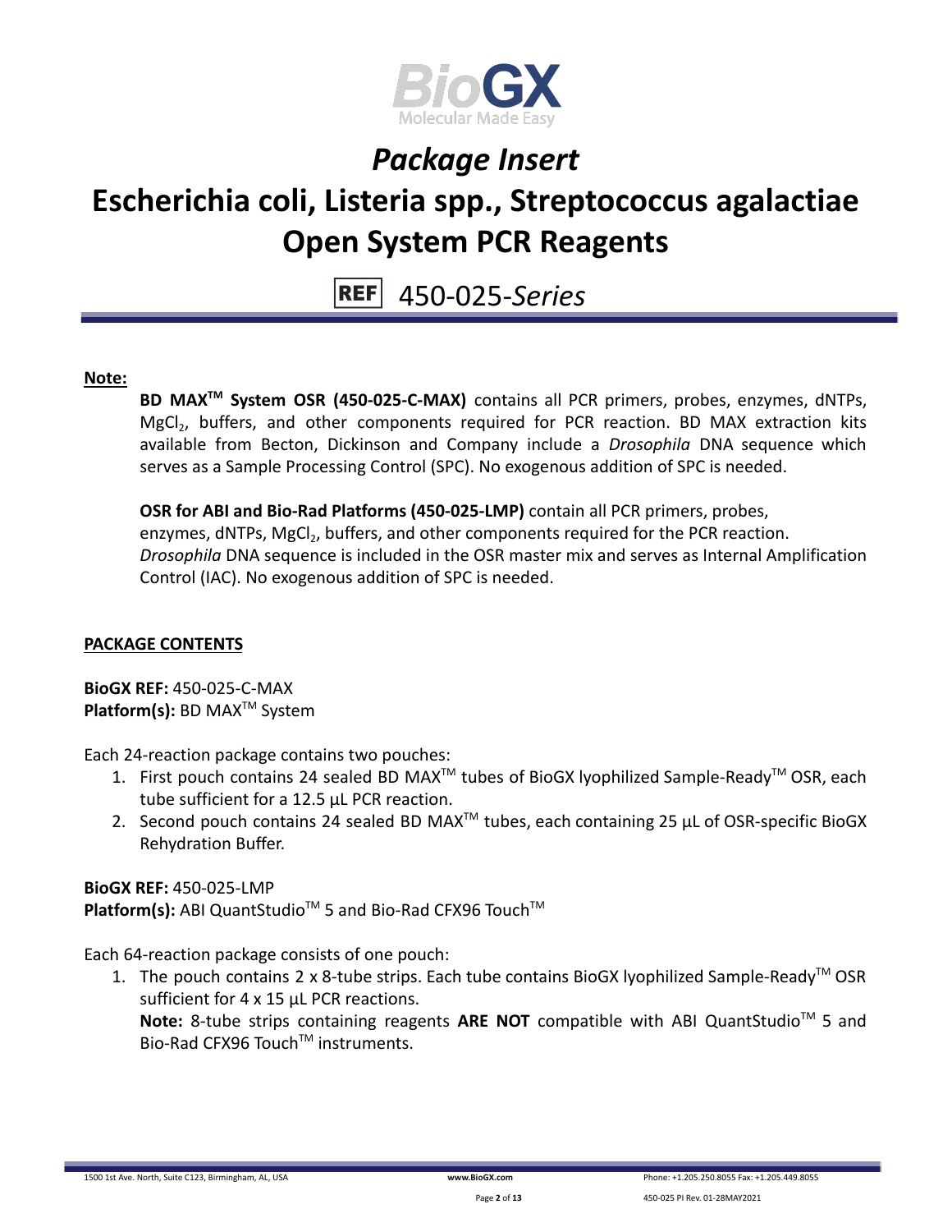# *Package Insert*

# Escherichia coli, Listeria spp., Streptococcus agalactiae Open System PCR Reagents

REF 450-025-*Series*

**Note:**

**BD MAX™ System OSR (450-025-C-MAX)** contains all PCR primers, probes, enzymes, dNTPs, $MgCl_2$, buffers, and other components required for PCR reaction. BD MAX extraction kits available from Becton, Dickinson and Company include a *Drosophila* DNA sequence which serves as a Sample Processing Control (SPC). No exogenous addition of SPC is needed.

**OSR for ABI and Bio-Rad Platforms (450-025-LMP)** contain all PCR primers, probes, enzymes, dNTPs, $MgCl_2$, buffers, and other components required for the PCR reaction. *Drosophila* DNA sequence is included in the OSR master mix and serves as Internal Amplification Control (IAC). No exogenous addition of SPC is needed.

**PACKAGE CONTENTS**

**BioGX REF:** 450-025-C-MAX
**Platform(s):** BD MAX™ System

Each 24-reaction package contains two pouches:

1. First pouch contains 24 sealed BD MAX™ tubes of BioGX lyophilized Sample-Ready™ OSR, each tube sufficient for a 12.5 µL PCR reaction.
2. Second pouch contains 24 sealed BD MAX™ tubes, each containing 25 µL of OSR-specific BioGX Rehydration Buffer.

**BioGX REF:** 450-025-LMP
**Platform(s):** ABI QuantStudio™ 5 and Bio-Rad CFX96 Touch™

Each 64-reaction package consists of one pouch:

1. The pouch contains 2 x 8-tube strips. Each tube contains BioGX lyophilized Sample-Ready™ OSR sufficient for 4 x 15 µL PCR reactions.
   **Note:** 8-tube strips containing reagents **ARE NOT** compatible with ABI QuantStudio™ 5 and Bio-Rad CFX96 Touch™ instruments.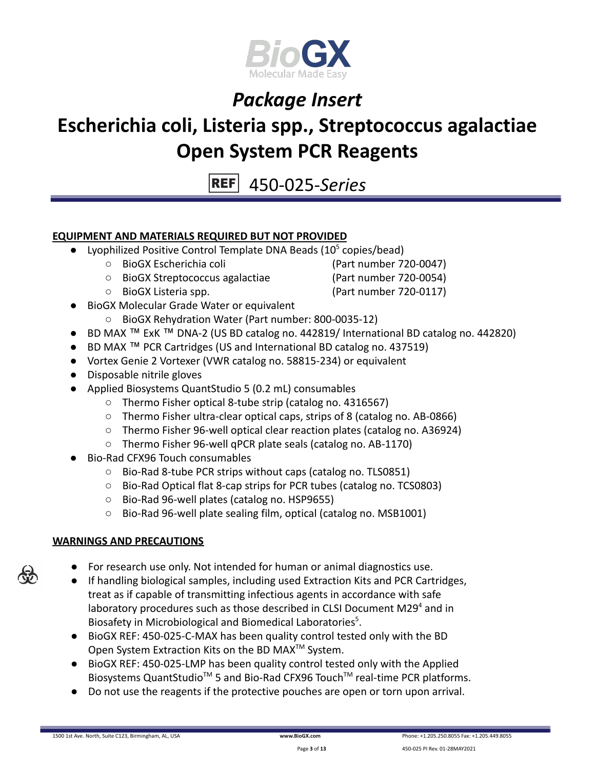# Package Insert

# Escherichia coli, Listeria spp., Streptococcus agalactiae Open System PCR Reagents

REF 450-025-*Series*

## EQUIPMENT AND MATERIALS REQUIRED BUT NOT PROVIDED

- Lyophilized Positive Control Template DNA Beads ($10^5$ copies/bead)
  - BioGX Escherichia coli (Part number 720-0047)
  - BioGX Streptococcus agalactiae (Part number 720-0054)
  - BioGX Listeria spp. (Part number 720-0117)
- BioGX Molecular Grade Water or equivalent
  - BioGX Rehydration Water (Part number: 800-0035-12)
- BD MAX ™ ExK ™ DNA-2 (US BD catalog no. 442819/ International BD catalog no. 442820)
- BD MAX ™ PCR Cartridges (US and International BD catalog no. 437519)
- Vortex Genie 2 Vortexer (VWR catalog no. 58815-234) or equivalent
- Disposable nitrile gloves
- Applied Biosystems QuantStudio 5 (0.2 mL) consumables
  - Thermo Fisher optical 8-tube strip (catalog no. 4316567)
  - Thermo Fisher ultra-clear optical caps, strips of 8 (catalog no. AB-0866)
  - Thermo Fisher 96-well optical clear reaction plates (catalog no. A36924)
  - Thermo Fisher 96-well qPCR plate seals (catalog no. AB-1170)
- Bio-Rad CFX96 Touch consumables
  - Bio-Rad 8-tube PCR strips without caps (catalog no. TLS0851)
  - Bio-Rad Optical flat 8-cap strips for PCR tubes (catalog no. TCS0803)
  - Bio-Rad 96-well plates (catalog no. HSP9655)
  - Bio-Rad 96-well plate sealing film, optical (catalog no. MSB1001)

## WARNINGS AND PRECAUTIONS

- For research use only. Not intended for human or animal diagnostics use.
- If handling biological samples, including used Extraction Kits and PCR Cartridges, treat as if capable of transmitting infectious agents in accordance with safe laboratory procedures such as those described in CLSI Document M29[4] and in Biosafety in Microbiological and Biomedical Laboratories[5].
- BioGX REF: 450-025-C-MAX has been quality control tested only with the BD Open System Extraction Kits on the BD MAX™ System.
- BioGX REF: 450-025-LMP has been quality control tested only with the Applied Biosystems QuantStudio™ 5 and Bio-Rad CFX96 Touch™ real-time PCR platforms.
- Do not use the reagents if the protective pouches are open or torn upon arrival.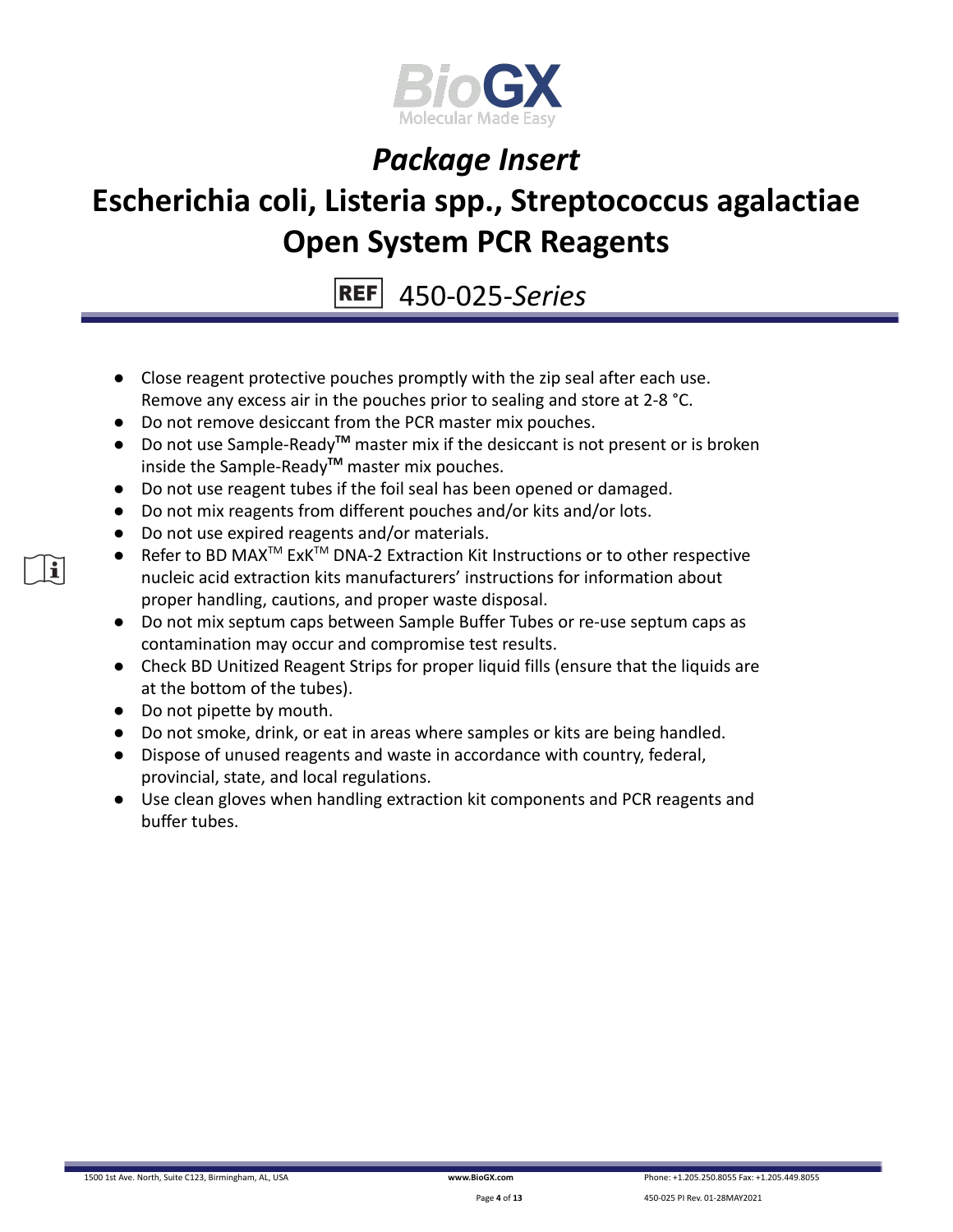- Close reagent protective pouches promptly with the zip seal after each use. Remove any excess air in the pouches prior to sealing and store at 2-8 °C.
- Do not remove desiccant from the PCR master mix pouches.
- Do not use Sample-Ready™ master mix if the desiccant is not present or is broken inside the Sample-Ready™ master mix pouches.
- Do not use reagent tubes if the foil seal has been opened or damaged.
- Do not mix reagents from different pouches and/or kits and/or lots.
- Do not use expired reagents and/or materials.
- Refer to BD MAX™ ExK™ DNA-2 Extraction Kit Instructions or to other respective nucleic acid extraction kits manufacturers' instructions for information about proper handling, cautions, and proper waste disposal.
- Do not mix septum caps between Sample Buffer Tubes or re-use septum caps as contamination may occur and compromise test results.
- Check BD Unitized Reagent Strips for proper liquid fills (ensure that the liquids are at the bottom of the tubes).
- Do not pipette by mouth.
- Do not smoke, drink, or eat in areas where samples or kits are being handled.
- Dispose of unused reagents and waste in accordance with country, federal, provincial, state, and local regulations.
- Use clean gloves when handling extraction kit components and PCR reagents and buffer tubes.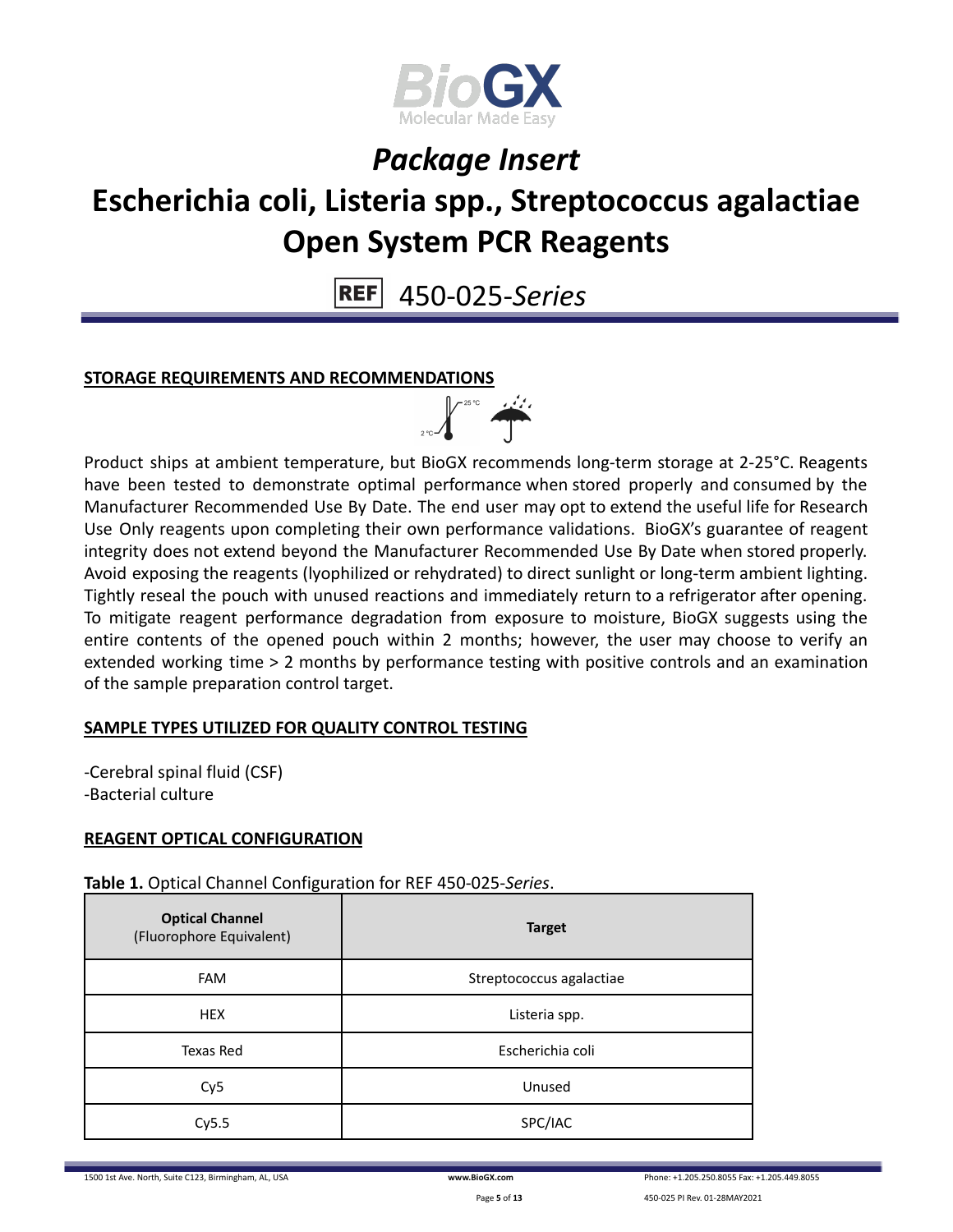# Package Insert

# Escherichia coli, Listeria spp., Streptococcus agalactiae Open System PCR Reagents

REF 450-025-*Series*

## STORAGE REQUIREMENTS AND RECOMMENDATIONS

Product ships at ambient temperature, but BioGX recommends long-term storage at 2-25°C. Reagents have been tested to demonstrate optimal performance when stored properly and consumed by the Manufacturer Recommended Use By Date. The end user may opt to extend the useful life for Research Use Only reagents upon completing their own performance validations. BioGX's guarantee of reagent integrity does not extend beyond the Manufacturer Recommended Use By Date when stored properly. Avoid exposing the reagents (lyophilized or rehydrated) to direct sunlight or long-term ambient lighting. Tightly reseal the pouch with unused reactions and immediately return to a refrigerator after opening. To mitigate reagent performance degradation from exposure to moisture, BioGX suggests using the entire contents of the opened pouch within 2 months; however, the user may choose to verify an extended working time > 2 months by performance testing with positive controls and an examination of the sample preparation control target.

## SAMPLE TYPES UTILIZED FOR QUALITY CONTROL TESTING

-Cerebral spinal fluid (CSF)
-Bacterial culture

## REAGENT OPTICAL CONFIGURATION

**Table 1.** Optical Channel Configuration for REF 450-025-*Series*.

| **Optical Channel** (Fluorophore Equivalent) | **Target** |
|---|---|
| FAM | Streptococcus agalactiae |
| HEX | Listeria spp. |
| Texas Red | Escherichia coli |
| Cy5 | Unused |
| Cy5.5 | SPC/IAC |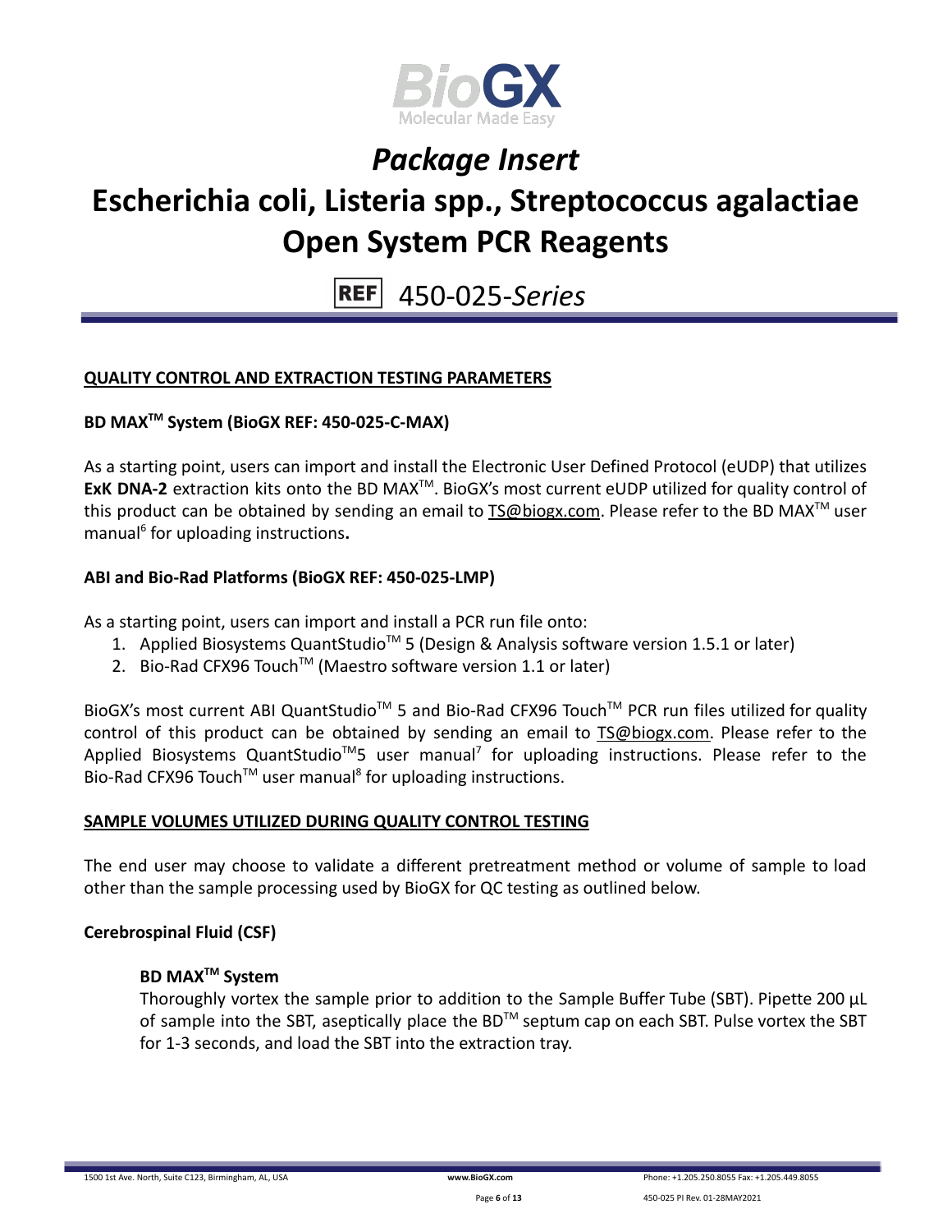## QUALITY CONTROL AND EXTRACTION TESTING PARAMETERS

### BD MAX™ System (BioGX REF: 450-025-C-MAX)

As a starting point, users can import and install the Electronic User Defined Protocol (eUDP) that utilizes **ExK DNA-2** extraction kits onto the BD MAX™. BioGX's most current eUDP utilized for quality control of this product can be obtained by sending an email to TS@biogx.com. Please refer to the BD MAX™ user manual[6] for uploading instructions**.**

### ABI and Bio-Rad Platforms (BioGX REF: 450-025-LMP)

As a starting point, users can import and install a PCR run file onto:

1. Applied Biosystems QuantStudio™ 5 (Design & Analysis software version 1.5.1 or later)
2. Bio-Rad CFX96 Touch™ (Maestro software version 1.1 or later)

BioGX's most current ABI QuantStudio™ 5 and Bio-Rad CFX96 Touch™ PCR run files utilized for quality control of this product can be obtained by sending an email to TS@biogx.com. Please refer to the Applied Biosystems QuantStudio™5 user manual[7] for uploading instructions. Please refer to the Bio-Rad CFX96 Touch™ user manual[8] for uploading instructions.

## SAMPLE VOLUMES UTILIZED DURING QUALITY CONTROL TESTING

The end user may choose to validate a different pretreatment method or volume of sample to load other than the sample processing used by BioGX for QC testing as outlined below.

### Cerebrospinal Fluid (CSF)

#### BD MAX™ System

Thoroughly vortex the sample prior to addition to the Sample Buffer Tube (SBT). Pipette 200 µL of sample into the SBT, aseptically place the BD™ septum cap on each SBT. Pulse vortex the SBT for 1-3 seconds, and load the SBT into the extraction tray.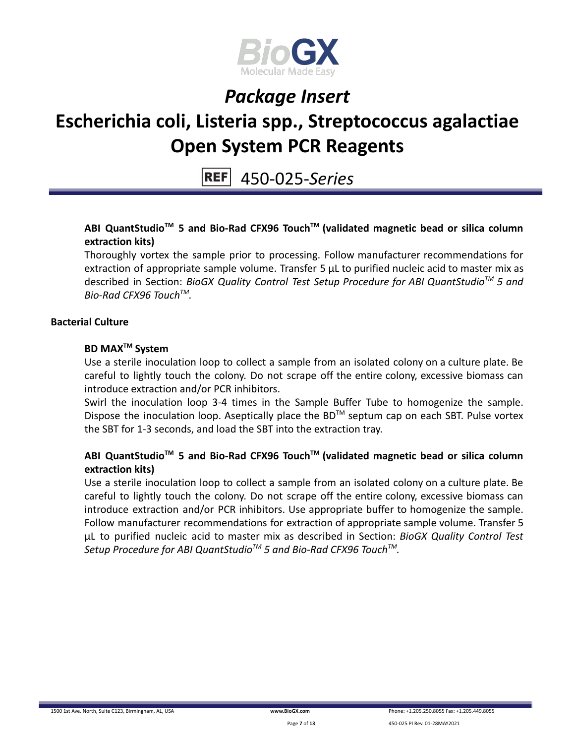#### ABI QuantStudio™ 5 and Bio-Rad CFX96 Touch™ (validated magnetic bead or silica column extraction kits)

Thoroughly vortex the sample prior to processing. Follow manufacturer recommendations for extraction of appropriate sample volume. Transfer 5 µL to purified nucleic acid to master mix as described in Section: *BioGX Quality Control Test Setup Procedure for ABI QuantStudio™ 5 and Bio-Rad CFX96 Touch™.*

### Bacterial Culture

#### BD MAX™ System

Use a sterile inoculation loop to collect a sample from an isolated colony on a culture plate. Be careful to lightly touch the colony. Do not scrape off the entire colony, excessive biomass can introduce extraction and/or PCR inhibitors.

Swirl the inoculation loop 3-4 times in the Sample Buffer Tube to homogenize the sample. Dispose the inoculation loop. Aseptically place the BD™ septum cap on each SBT. Pulse vortex the SBT for 1-3 seconds, and load the SBT into the extraction tray.

#### ABI QuantStudio™ 5 and Bio-Rad CFX96 Touch™ (validated magnetic bead or silica column extraction kits)

Use a sterile inoculation loop to collect a sample from an isolated colony on a culture plate. Be careful to lightly touch the colony. Do not scrape off the entire colony, excessive biomass can introduce extraction and/or PCR inhibitors. Use appropriate buffer to homogenize the sample. Follow manufacturer recommendations for extraction of appropriate sample volume. Transfer 5 µL to purified nucleic acid to master mix as described in Section: *BioGX Quality Control Test Setup Procedure for ABI QuantStudio™ 5 and Bio-Rad CFX96 Touch™.*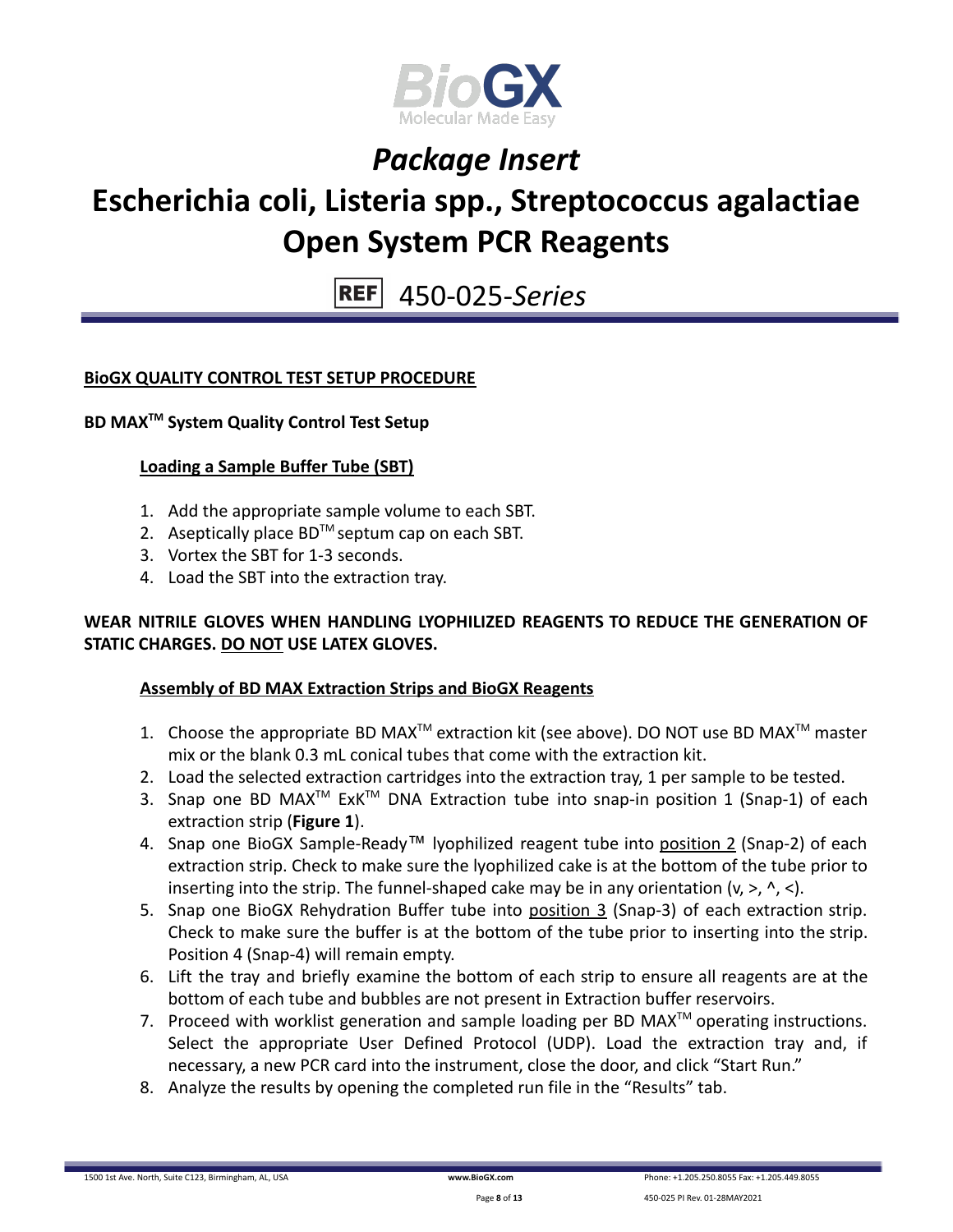## BioGX QUALITY CONTROL TEST SETUP PROCEDURE

### BD MAX™ System Quality Control Test Setup

#### Loading a Sample Buffer Tube (SBT)

1. Add the appropriate sample volume to each SBT.
2. Aseptically place BD™ septum cap on each SBT.
3. Vortex the SBT for 1-3 seconds.
4. Load the SBT into the extraction tray.

**WEAR NITRILE GLOVES WHEN HANDLING LYOPHILIZED REAGENTS TO REDUCE THE GENERATION OF STATIC CHARGES. DO NOT USE LATEX GLOVES.**

#### Assembly of BD MAX Extraction Strips and BioGX Reagents

1. Choose the appropriate BD MAX™ extraction kit (see above). DO NOT use BD MAX™ master mix or the blank 0.3 mL conical tubes that come with the extraction kit.
2. Load the selected extraction cartridges into the extraction tray, 1 per sample to be tested.
3. Snap one BD MAX™ ExK™ DNA Extraction tube into snap-in position 1 (Snap-1) of each extraction strip (**Figure 1**).
4. Snap one BioGX Sample-Ready™ lyophilized reagent tube into position 2 (Snap-2) of each extraction strip. Check to make sure the lyophilized cake is at the bottom of the tube prior to inserting into the strip. The funnel-shaped cake may be in any orientation (v, >, ^, <).
5. Snap one BioGX Rehydration Buffer tube into position 3 (Snap-3) of each extraction strip. Check to make sure the buffer is at the bottom of the tube prior to inserting into the strip. Position 4 (Snap-4) will remain empty.
6. Lift the tray and briefly examine the bottom of each strip to ensure all reagents are at the bottom of each tube and bubbles are not present in Extraction buffer reservoirs.
7. Proceed with worklist generation and sample loading per BD MAX™ operating instructions. Select the appropriate User Defined Protocol (UDP). Load the extraction tray and, if necessary, a new PCR card into the instrument, close the door, and click "Start Run."
8. Analyze the results by opening the completed run file in the "Results" tab.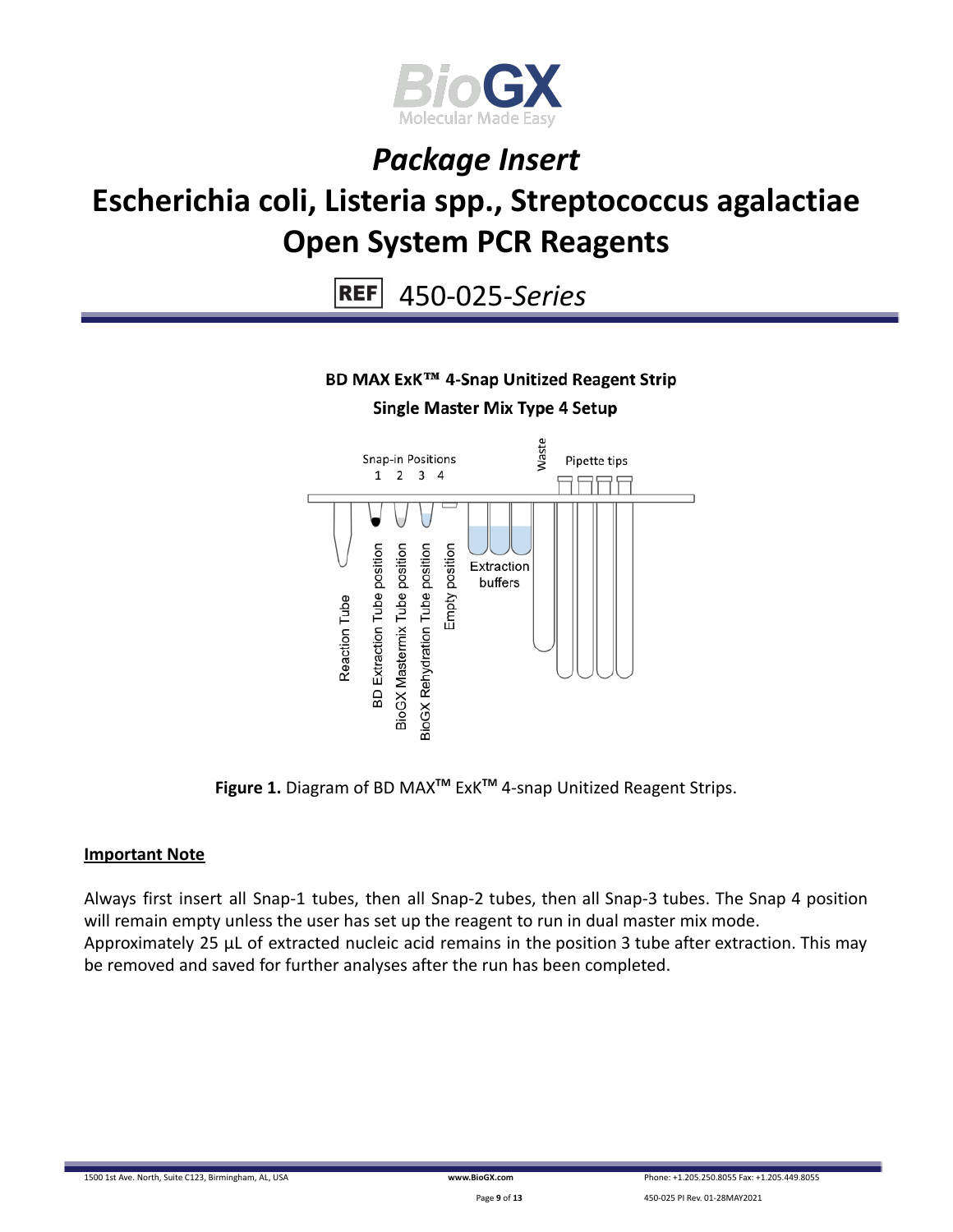BD MAX ExK™ 4-Snap Unitized Reagent Strip

Single Master Mix Type 4 Setup

Snap-in Positions
1 2 3 4

Waste

Pipette tips

Reaction Tube

BD Extraction Tube position

BioGX Mastermix Tube position

BioGX Rehydration Tube position

Empty position

Extraction buffers

**Figure 1.** Diagram of BD MAX™ ExK™ 4-snap Unitized Reagent Strips.

**Important Note**

Always first insert all Snap-1 tubes, then all Snap-2 tubes, then all Snap-3 tubes. The Snap 4 position will remain empty unless the user has set up the reagent to run in dual master mix mode.
Approximately 25 µL of extracted nucleic acid remains in the position 3 tube after extraction. This may be removed and saved for further analyses after the run has been completed.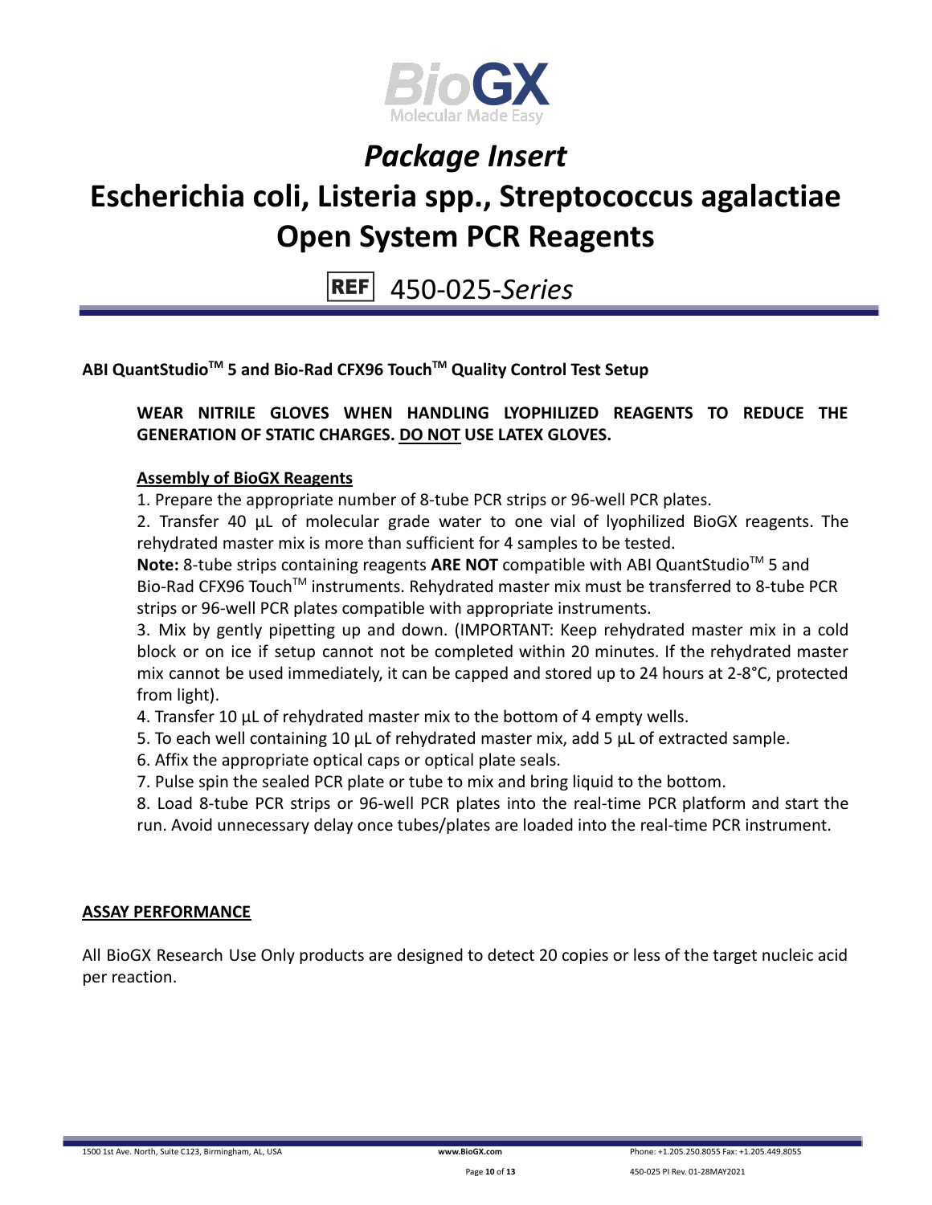**ABI QuantStudio™ 5 and Bio-Rad CFX96 Touch™ Quality Control Test Setup**

**WEAR NITRILE GLOVES WHEN HANDLING LYOPHILIZED REAGENTS TO REDUCE THE GENERATION OF STATIC CHARGES. DO NOT USE LATEX GLOVES.**

**Assembly of BioGX Reagents**

1. Prepare the appropriate number of 8-tube PCR strips or 96-well PCR plates.
2. Transfer 40 µL of molecular grade water to one vial of lyophilized BioGX reagents. The rehydrated master mix is more than sufficient for 4 samples to be tested.

**Note:** 8-tube strips containing reagents **ARE NOT** compatible with ABI QuantStudio™ 5 and Bio-Rad CFX96 Touch™ instruments. Rehydrated master mix must be transferred to 8-tube PCR strips or 96-well PCR plates compatible with appropriate instruments.

3. Mix by gently pipetting up and down. (IMPORTANT: Keep rehydrated master mix in a cold block or on ice if setup cannot not be completed within 20 minutes. If the rehydrated master mix cannot be used immediately, it can be capped and stored up to 24 hours at 2-8°C, protected from light).
4. Transfer 10 µL of rehydrated master mix to the bottom of 4 empty wells.
5. To each well containing 10 µL of rehydrated master mix, add 5 µL of extracted sample.
6. Affix the appropriate optical caps or optical plate seals.
7. Pulse spin the sealed PCR plate or tube to mix and bring liquid to the bottom.
8. Load 8-tube PCR strips or 96-well PCR plates into the real-time PCR platform and start the run. Avoid unnecessary delay once tubes/plates are loaded into the real-time PCR instrument.

## ASSAY PERFORMANCE

All BioGX Research Use Only products are designed to detect 20 copies or less of the target nucleic acid per reaction.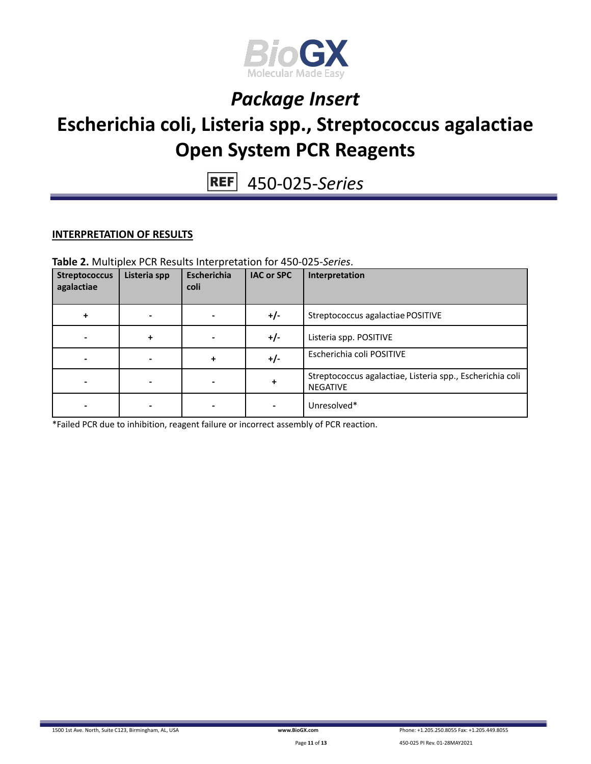## INTERPRETATION OF RESULTS

**Table 2.** Multiplex PCR Results Interpretation for 450-025-*Series*.

| Streptococcus agalactiae | Listeria spp | Escherichia coli | IAC or SPC | Interpretation |
|---|---|---|---|---|
| + | - | - | +/- | Streptococcus agalactiae POSITIVE |
| - | + | - | +/- | Listeria spp. POSITIVE |
| - | - | + | +/- | Escherichia coli POSITIVE |
| - | - | - | + | Streptococcus agalactiae, Listeria spp., Escherichia coli NEGATIVE |
| - | - | - | - | Unresolved* |

*Failed PCR due to inhibition, reagent failure or incorrect assembly of PCR reaction.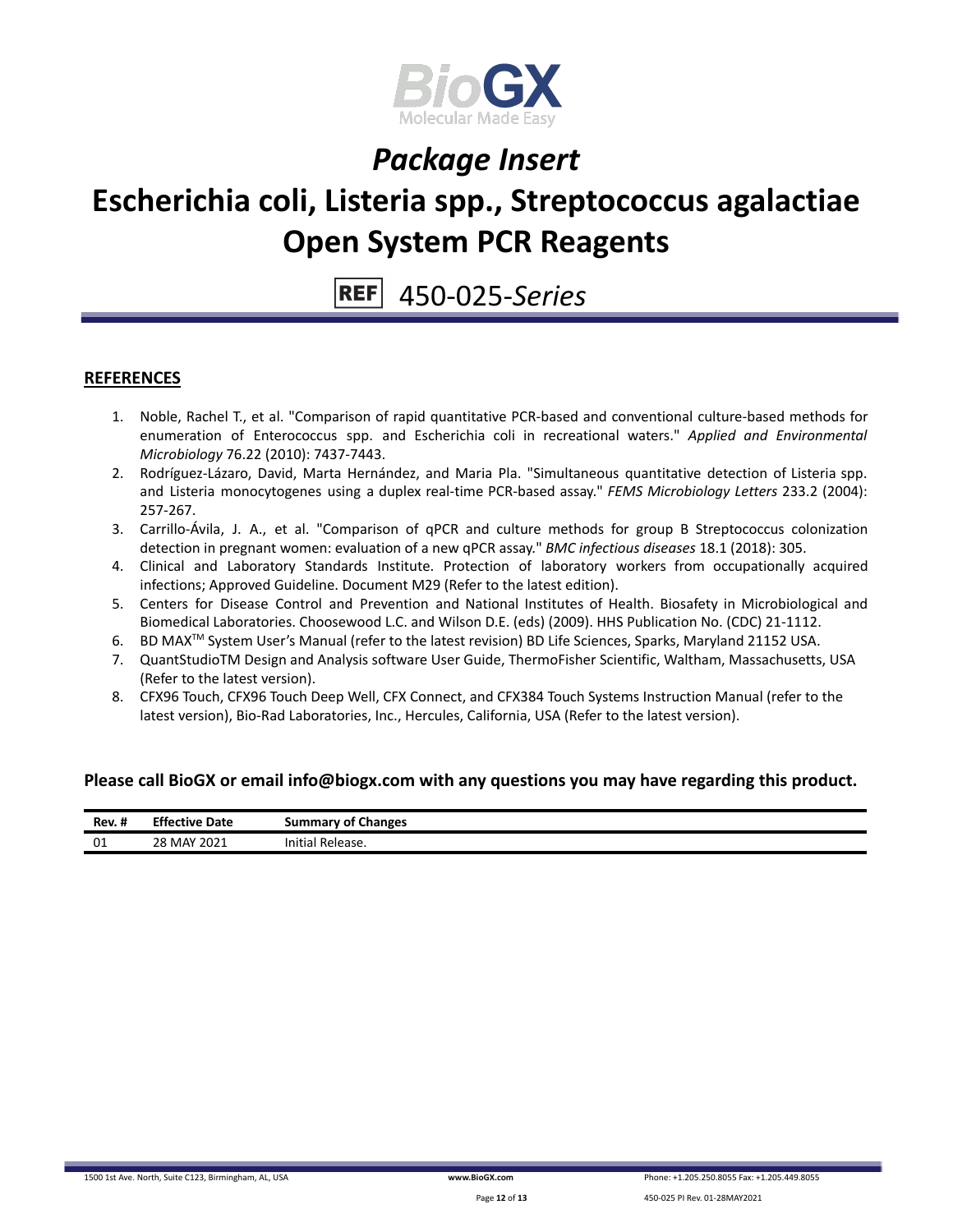## REFERENCES

1. Noble, Rachel T., et al. "Comparison of rapid quantitative PCR-based and conventional culture-based methods for enumeration of Enterococcus spp. and Escherichia coli in recreational waters." *Applied and Environmental Microbiology* 76.22 (2010): 7437-7443.
2. Rodríguez-Lázaro, David, Marta Hernández, and Maria Pla. "Simultaneous quantitative detection of Listeria spp. and Listeria monocytogenes using a duplex real-time PCR-based assay." *FEMS Microbiology Letters* 233.2 (2004): 257-267.
3. Carrillo-Ávila, J. A., et al. "Comparison of qPCR and culture methods for group B Streptococcus colonization detection in pregnant women: evaluation of a new qPCR assay." *BMC infectious diseases* 18.1 (2018): 305.
4. Clinical and Laboratory Standards Institute. Protection of laboratory workers from occupationally acquired infections; Approved Guideline. Document M29 (Refer to the latest edition).
5. Centers for Disease Control and Prevention and National Institutes of Health. Biosafety in Microbiological and Biomedical Laboratories. Choosewood L.C. and Wilson D.E. (eds) (2009). HHS Publication No. (CDC) 21-1112.
6. BD MAX™ System User's Manual (refer to the latest revision) BD Life Sciences, Sparks, Maryland 21152 USA.
7. QuantStudioTM Design and Analysis software User Guide, ThermoFisher Scientific, Waltham, Massachusetts, USA (Refer to the latest version).
8. CFX96 Touch, CFX96 Touch Deep Well, CFX Connect, and CFX384 Touch Systems Instruction Manual (refer to the latest version), Bio-Rad Laboratories, Inc., Hercules, California, USA (Refer to the latest version).

**Please call BioGX or email info@biogx.com with any questions you may have regarding this product.**

| Rev. # | Effective Date | Summary of Changes |
|---|---|---|
| 01 | 28 MAY 2021 | Initial Release. |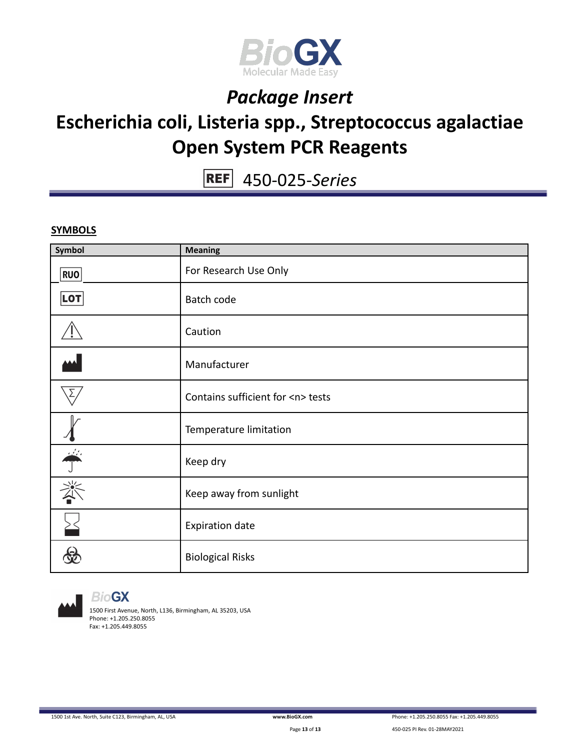BioGX
Molecular Made Easy

# *Package Insert*

# Escherichia coli, Listeria spp., Streptococcus agalactiae Open System PCR Reagents

REF 450-025-*Series*

## SYMBOLS

| Symbol | Meaning |
|---|---|
| RUO | For Research Use Only |
| LOT | Batch code |
| ⚠ | Caution |
| | Manufacturer |
| Σ | Contains sufficient for <n> tests |
| | Temperature limitation |
| | Keep dry |
| | Keep away from sunlight |
| | Expiration date |
| | Biological Risks |

BioGX
1500 First Avenue, North, L136, Birmingham, AL 35203, USA
Phone: +1.205.250.8055
Fax: +1.205.449.8055